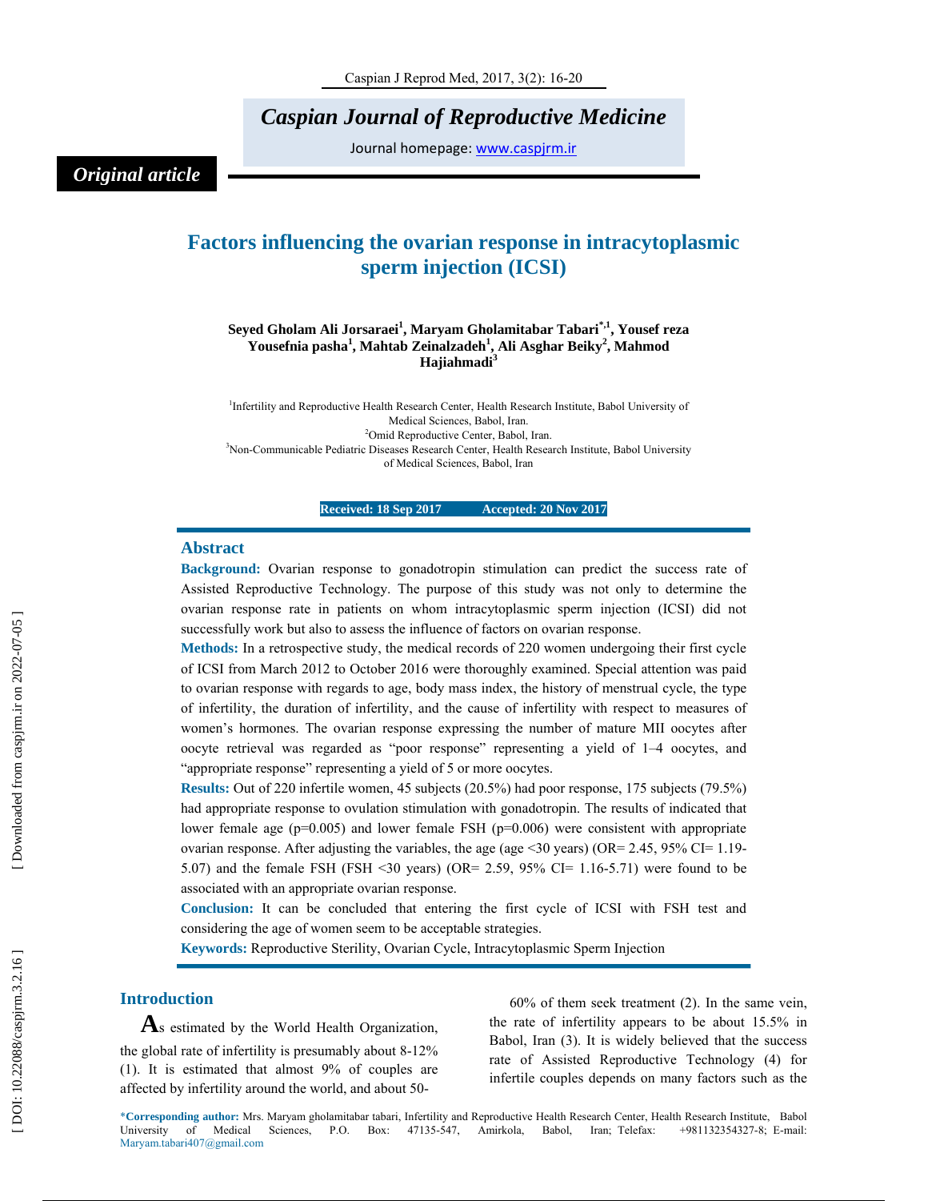*Caspian Journal of Reproductive Medicine*

Journal homepage: www.caspjrm.ir

*Original article*

# Factors influencing the ovarian response in intracytoplasmic sperm injection (ICSI)

**Seyed Gholam Ali Jorsaraei[1], Maryam Gholamitabar Tabari[*,1], Yousef reza Yousefnia pasha[1], Mahtab Zeinalzadeh[1], Ali Asghar Beiky[2], Mahmod Hajiahmadi[3]**

[1]Infertility and Reproductive Health Research Center, Health Research Institute, Babol University of Medical Sciences, Babol, Iran.
[2]Omid Reproductive Center, Babol, Iran.
[3]Non-Communicable Pediatric Diseases Research Center, Health Research Institute, Babol University of Medical Sciences, Babol, Iran

**Received: 18 Sep 2017 Accepted: 20 Nov 2017**

## Abstract

**Background:** Ovarian response to gonadotropin stimulation can predict the success rate of Assisted Reproductive Technology. The purpose of this study was not only to determine the ovarian response rate in patients on whom intracytoplasmic sperm injection (ICSI) did not successfully work but also to assess the influence of factors on ovarian response.

**Methods:** In a retrospective study, the medical records of 220 women undergoing their first cycle of ICSI from March 2012 to October 2016 were thoroughly examined. Special attention was paid to ovarian response with regards to age, body mass index, the history of menstrual cycle, the type of infertility, the duration of infertility, and the cause of infertility with respect to measures of women's hormones. The ovarian response expressing the number of mature MII oocytes after oocyte retrieval was regarded as "poor response" representing a yield of 1–4 oocytes, and "appropriate response" representing a yield of 5 or more oocytes.

**Results:** Out of 220 infertile women, 45 subjects (20.5%) had poor response, 175 subjects (79.5%) had appropriate response to ovulation stimulation with gonadotropin. The results of indicated that lower female age (p=0.005) and lower female FSH (p=0.006) were consistent with appropriate ovarian response. After adjusting the variables, the age (age <30 years) (OR= 2.45, 95% CI= 1.19-5.07) and the female FSH (FSH <30 years) (OR= 2.59, 95% CI= 1.16-5.71) were found to be associated with an appropriate ovarian response.

**Conclusion:** It can be concluded that entering the first cycle of ICSI with FSH test and considering the age of women seem to be acceptable strategies.

**Keywords:** Reproductive Sterility, Ovarian Cycle, Intracytoplasmic Sperm Injection

## Introduction

As estimated by the World Health Organization, the global rate of infertility is presumably about 8-12% (1). It is estimated that almost 9% of couples are affected by infertility around the world, and about 50-60% of them seek treatment (2). In the same vein, the rate of infertility appears to be about 15.5% in Babol, Iran (3). It is widely believed that the success rate of Assisted Reproductive Technology (4) for infertile couples depends on many factors such as the

*Corresponding author: Mrs. Maryam gholamitabar tabari, Infertility and Reproductive Health Research Center, Health Research Institute, Babol University of Medical Sciences, P.O. Box: 47135-547, Amirkola, Babol, Iran; Telefax: +981132354327-8; E-mail: Maryam.tabari407@gmail.com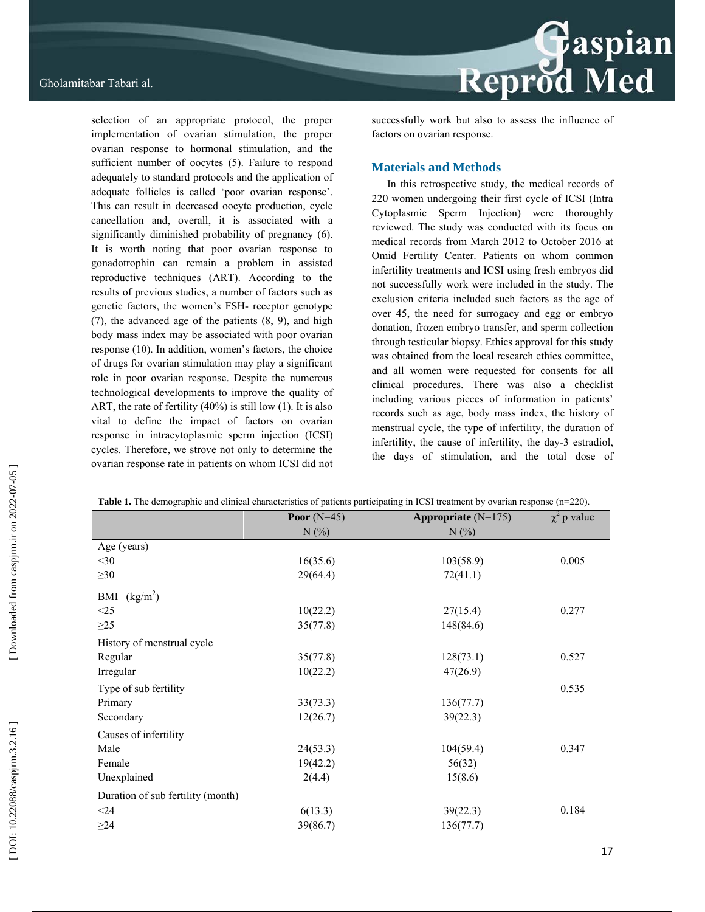selection of an appropriate protocol, the proper implementation of ovarian stimulation, the proper ovarian response to hormonal stimulation, and the sufficient number of oocytes (5). Failure to respond adequately to standard protocols and the application of adequate follicles is called 'poor ovarian response'. This can result in decreased oocyte production, cycle cancellation and, overall, it is associated with a significantly diminished probability of pregnancy (6). It is worth noting that poor ovarian response to gonadotrophin can remain a problem in assisted reproductive techniques (ART). According to the results of previous studies, a number of factors such as genetic factors, the women's FSH- receptor genotype (7), the advanced age of the patients (8, 9), and high body mass index may be associated with poor ovarian response (10). In addition, women's factors, the choice of drugs for ovarian stimulation may play a significant role in poor ovarian response. Despite the numerous technological developments to improve the quality of ART, the rate of fertility (40%) is still low (1). It is also vital to define the impact of factors on ovarian response in intracytoplasmic sperm injection (ICSI) cycles. Therefore, we strove not only to determine the ovarian response rate in patients on whom ICSI did not successfully work but also to assess the influence of factors on ovarian response.

## Materials and Methods

In this retrospective study, the medical records of 220 women undergoing their first cycle of ICSI (Intra Cytoplasmic Sperm Injection) were thoroughly reviewed. The study was conducted with its focus on medical records from March 2012 to October 2016 at Omid Fertility Center. Patients on whom common infertility treatments and ICSI using fresh embryos did not successfully work were included in the study. The exclusion criteria included such factors as the age of over 45, the need for surrogacy and egg or embryo donation, frozen embryo transfer, and sperm collection through testicular biopsy. Ethics approval for this study was obtained from the local research ethics committee, and all women were requested for consents for all clinical procedures. There was also a checklist including various pieces of information in patients' records such as age, body mass index, the history of menstrual cycle, the type of infertility, the duration of infertility, the cause of infertility, the day-3 estradiol, the days of stimulation, and the total dose of

**Table 1.** The demographic and clinical characteristics of patients participating in ICSI treatment by ovarian response (n=220).

| | **Poor** (N=45) N (%) | **Appropriate** (N=175) N (%) | $\chi^2$ p value |
|---|---|---|---|
| Age (years) | | | |
| <30 | 16(35.6) | 103(58.9) | 0.005 |
| ≥30 | 29(64.4) | 72(41.1) | |
| BMI (kg/m$^2$) | | | |
| <25 | 10(22.2) | 27(15.4) | 0.277 |
| ≥25 | 35(77.8) | 148(84.6) | |
| History of menstrual cycle | | | |
| Regular | 35(77.8) | 128(73.1) | 0.527 |
| Irregular | 10(22.2) | 47(26.9) | |
| Type of sub fertility | | | 0.535 |
| Primary | 33(73.3) | 136(77.7) | |
| Secondary | 12(26.7) | 39(22.3) | |
| Causes of infertility | | | |
| Male | 24(53.3) | 104(59.4) | 0.347 |
| Female | 19(42.2) | 56(32) | |
| Unexplained | 2(4.4) | 15(8.6) | |
| Duration of sub fertility (month) | | | |
| <24 | 6(13.3) | 39(22.3) | 0.184 |
| ≥24 | 39(86.7) | 136(77.7) | |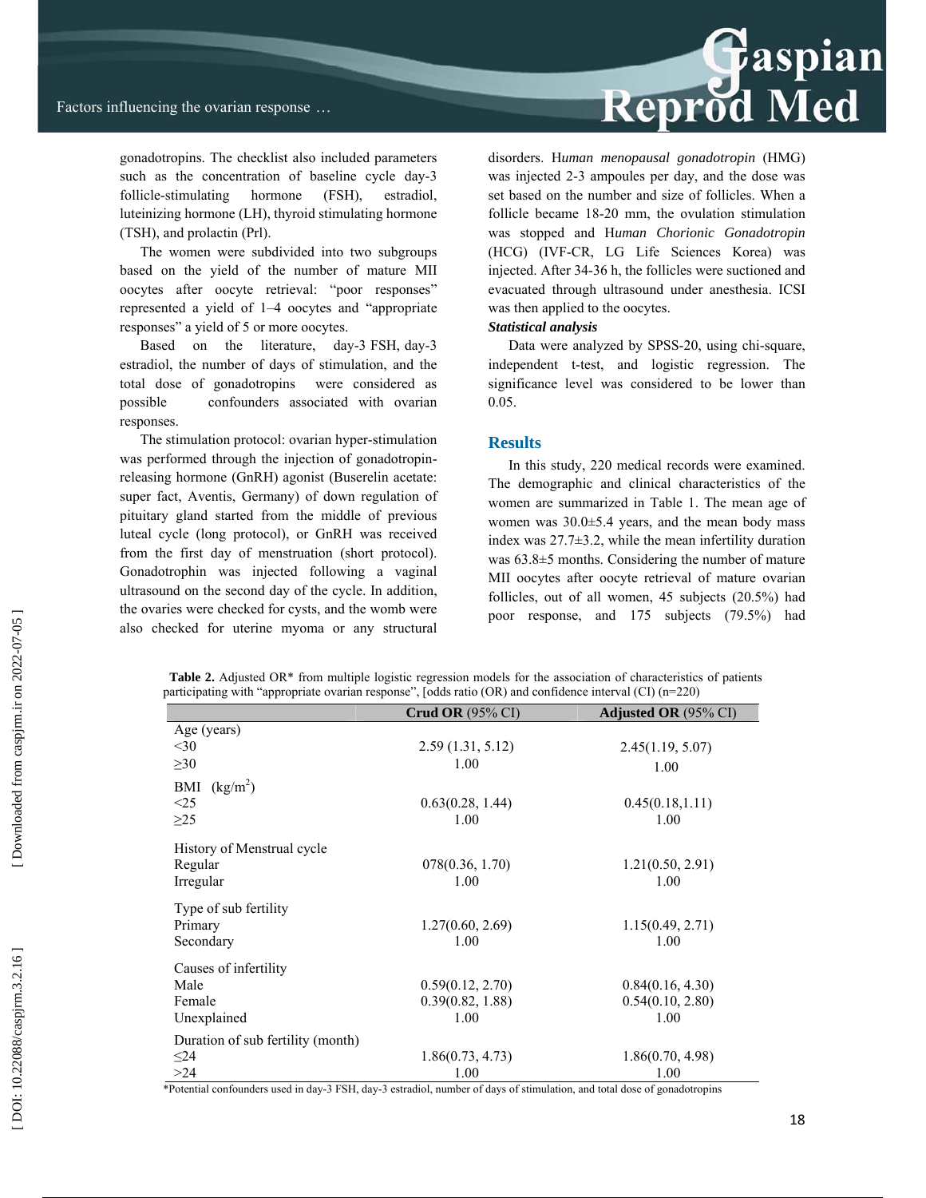gonadotropins. The checklist also included parameters such as the concentration of baseline cycle day-3 follicle-stimulating hormone (FSH), estradiol, luteinizing hormone (LH), thyroid stimulating hormone (TSH), and prolactin (Prl).

The women were subdivided into two subgroups based on the yield of the number of mature MII oocytes after oocyte retrieval: "poor responses" represented a yield of 1–4 oocytes and "appropriate responses" a yield of 5 or more oocytes.

Based on the literature, day-3 FSH, day-3 estradiol, the number of days of stimulation, and the total dose of gonadotropins were considered as possible confounders associated with ovarian responses.

The stimulation protocol: ovarian hyper-stimulation was performed through the injection of gonadotropin-releasing hormone (GnRH) agonist (Buserelin acetate: super fact, Aventis, Germany) of down regulation of pituitary gland started from the middle of previous luteal cycle (long protocol), or GnRH was received from the first day of menstruation (short protocol). Gonadotrophin was injected following a vaginal ultrasound on the second day of the cycle. In addition, the ovaries were checked for cysts, and the womb were also checked for uterine myoma or any structural disorders. H*uman menopausal gonadotropin* (HMG) was injected 2-3 ampoules per day, and the dose was set based on the number and size of follicles. When a follicle became 18-20 mm, the ovulation stimulation was stopped and H*uman Chorionic Gonadotropin* (HCG) (IVF-CR, LG Life Sciences Korea) was injected. After 34-36 h, the follicles were suctioned and evacuated through ultrasound under anesthesia. ICSI was then applied to the oocytes.

***Statistical analysis***

Data were analyzed by SPSS-20, using chi-square, independent t-test, and logistic regression. The significance level was considered to be lower than 0.05.

## Results

In this study, 220 medical records were examined. The demographic and clinical characteristics of the women are summarized in Table 1. The mean age of women was 30.0±5.4 years, and the mean body mass index was 27.7±3.2, while the mean infertility duration was 63.8±5 months. Considering the number of mature MII oocytes after oocyte retrieval of mature ovarian follicles, out of all women, 45 subjects (20.5%) had poor response, and 175 subjects (79.5%) had

**Table 2.** Adjusted OR* from multiple logistic regression models for the association of characteristics of patients participating with "appropriate ovarian response", [odds ratio (OR) and confidence interval (CI) (n=220)

| | **Crud OR** (95% CI) | **Adjusted OR** (95% CI) |
|---|---|---|
| Age (years) | | |
| <30 | 2.59 (1.31, 5.12) | 2.45(1.19, 5.07) |
| ≥30 | 1.00 | 1.00 |
| BMI (kg/m$^2$) | | |
| <25 | 0.63(0.28, 1.44) | 0.45(0.18,1.11) |
| ≥25 | 1.00 | 1.00 |
| History of Menstrual cycle | | |
| Regular | 078(0.36, 1.70) | 1.21(0.50, 2.91) |
| Irregular | 1.00 | 1.00 |
| Type of sub fertility | | |
| Primary | 1.27(0.60, 2.69) | 1.15(0.49, 2.71) |
| Secondary | 1.00 | 1.00 |
| Causes of infertility | | |
| Male | 0.59(0.12, 2.70) | 0.84(0.16, 4.30) |
| Female | 0.39(0.82, 1.88) | 0.54(0.10, 2.80) |
| Unexplained | 1.00 | 1.00 |
| Duration of sub fertility (month) | | |
| ≤24 | 1.86(0.73, 4.73) | 1.86(0.70, 4.98) |
| >24 | 1.00 | 1.00 |

*Potential confounders used in day-3 FSH, day-3 estradiol, number of days of stimulation, and total dose of gonadotropins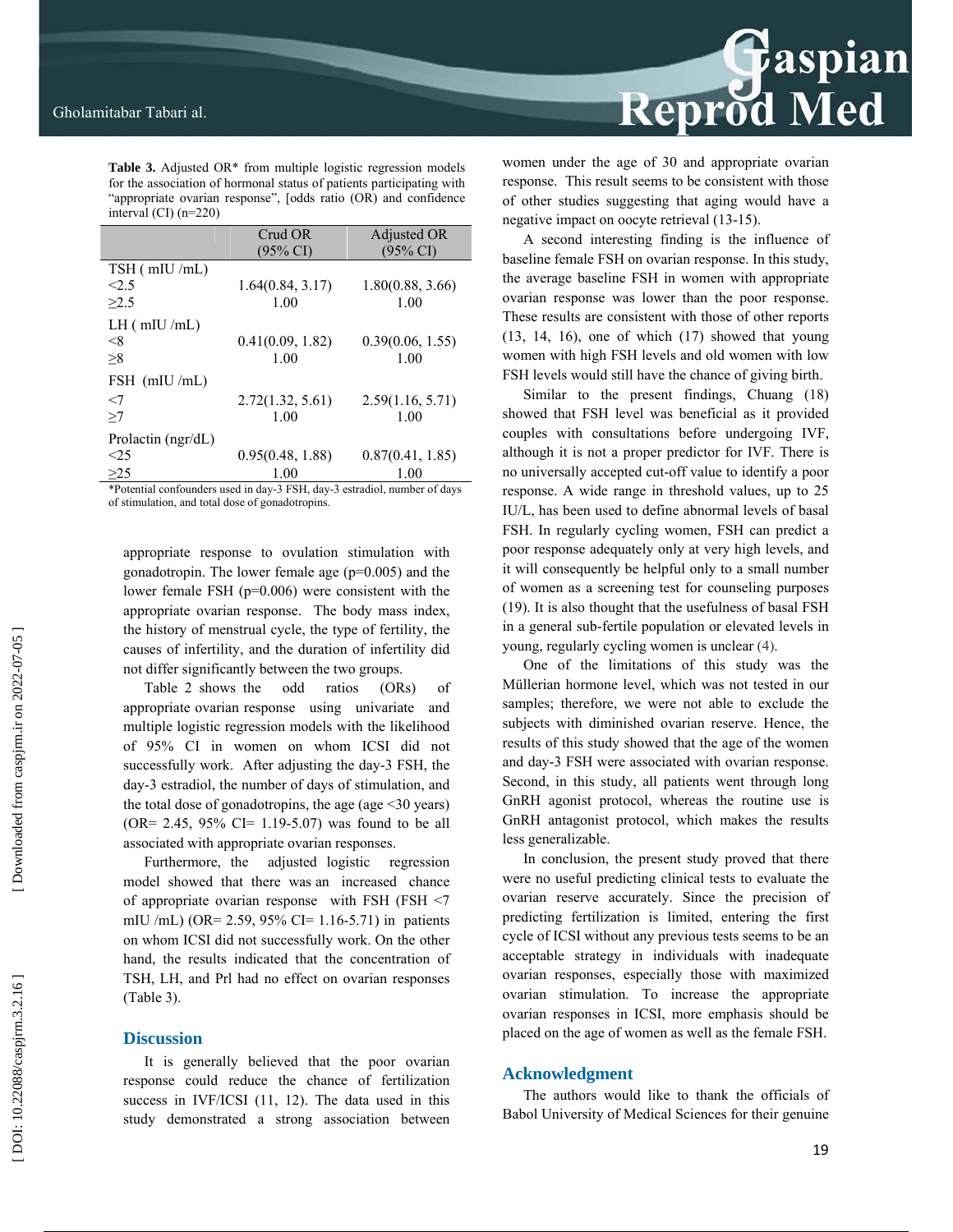**Table 3.** Adjusted OR* from multiple logistic regression models for the association of hormonal status of patients participating with "appropriate ovarian response", [odds ratio (OR) and confidence interval (CI) (n=220)

| | Crud OR (95% CI) | Adjusted OR (95% CI) |
|---|---|---|
| TSH ( mIU /mL) | | |
| <2.5 | 1.64(0.84, 3.17) | 1.80(0.88, 3.66) |
| ≥2.5 | 1.00 | 1.00 |
| LH ( mIU /mL) | | |
| <8 | 0.41(0.09, 1.82) | 0.39(0.06, 1.55) |
| ≥8 | 1.00 | 1.00 |
| FSH (mIU /mL) | | |
| <7 | 2.72(1.32, 5.61) | 2.59(1.16, 5.71) |
| ≥7 | 1.00 | 1.00 |
| Prolactin (ngr/dL) | | |
| <25 | 0.95(0.48, 1.88) | 0.87(0.41, 1.85) |
| ≥25 | 1.00 | 1.00 |

*Potential confounders used in day-3 FSH, day-3 estradiol, number of days of stimulation, and total dose of gonadotropins.

appropriate response to ovulation stimulation with gonadotropin. The lower female age (p=0.005) and the lower female FSH (p=0.006) were consistent with the appropriate ovarian response. The body mass index, the history of menstrual cycle, the type of fertility, the causes of infertility, and the duration of infertility did not differ significantly between the two groups.

Table 2 shows the odd ratios (ORs) of appropriate ovarian response using univariate and multiple logistic regression models with the likelihood of 95% CI in women on whom ICSI did not successfully work. After adjusting the day-3 FSH, the day-3 estradiol, the number of days of stimulation, and the total dose of gonadotropins, the age (age <30 years) (OR= 2.45, 95% CI= 1.19-5.07) was found to be all associated with appropriate ovarian responses.

Furthermore, the adjusted logistic regression model showed that there was an increased chance of appropriate ovarian response with FSH (FSH <7 mIU /mL) (OR= 2.59, 95% CI= 1.16-5.71) in patients on whom ICSI did not successfully work. On the other hand, the results indicated that the concentration of TSH, LH, and Prl had no effect on ovarian responses (Table 3).

## Discussion

It is generally believed that the poor ovarian response could reduce the chance of fertilization success in IVF/ICSI (11, 12). The data used in this study demonstrated a strong association between women under the age of 30 and appropriate ovarian response. This result seems to be consistent with those of other studies suggesting that aging would have a negative impact on oocyte retrieval (13-15).

A second interesting finding is the influence of baseline female FSH on ovarian response. In this study, the average baseline FSH in women with appropriate ovarian response was lower than the poor response. These results are consistent with those of other reports (13, 14, 16), one of which (17) showed that young women with high FSH levels and old women with low FSH levels would still have the chance of giving birth.

Similar to the present findings, Chuang (18) showed that FSH level was beneficial as it provided couples with consultations before undergoing IVF, although it is not a proper predictor for IVF. There is no universally accepted cut-off value to identify a poor response. A wide range in threshold values, up to 25 IU/L, has been used to define abnormal levels of basal FSH. In regularly cycling women, FSH can predict a poor response adequately only at very high levels, and it will consequently be helpful only to a small number of women as a screening test for counseling purposes (19). It is also thought that the usefulness of basal FSH in a general sub-fertile population or elevated levels in young, regularly cycling women is unclear (4).

One of the limitations of this study was the Müllerian hormone level, which was not tested in our samples; therefore, we were not able to exclude the subjects with diminished ovarian reserve. Hence, the results of this study showed that the age of the women and day-3 FSH were associated with ovarian response. Second, in this study, all patients went through long GnRH agonist protocol, whereas the routine use is GnRH antagonist protocol, which makes the results less generalizable.

In conclusion, the present study proved that there were no useful predicting clinical tests to evaluate the ovarian reserve accurately. Since the precision of predicting fertilization is limited, entering the first cycle of ICSI without any previous tests seems to be an acceptable strategy in individuals with inadequate ovarian responses, especially those with maximized ovarian stimulation. To increase the appropriate ovarian responses in ICSI, more emphasis should be placed on the age of women as well as the female FSH.

## Acknowledgment

The authors would like to thank the officials of Babol University of Medical Sciences for their genuine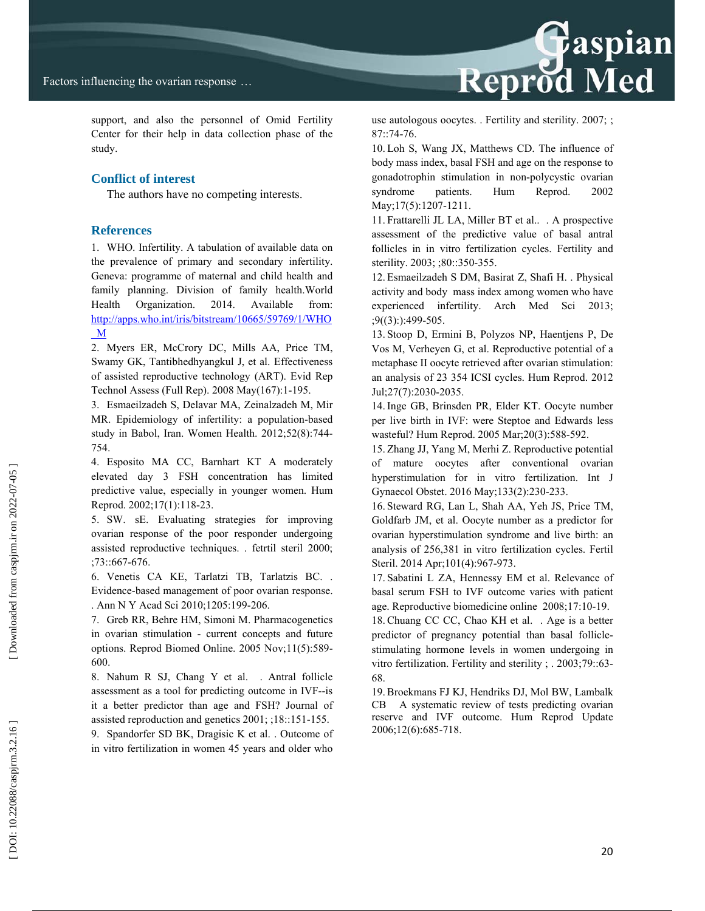support, and also the personnel of Omid Fertility Center for their help in data collection phase of the study.

## Conflict of interest

The authors have no competing interests.

## References

1. WHO. Infertility. A tabulation of available data on the prevalence of primary and secondary infertility. Geneva: programme of maternal and child health and family planning. Division of family health.World Health Organization. 2014. Available from: http://apps.who.int/iris/bitstream/10665/59769/1/WHO_M
2. Myers ER, McCrory DC, Mills AA, Price TM, Swamy GK, Tantibhedhyangkul J, et al. Effectiveness of assisted reproductive technology (ART). Evid Rep Technol Assess (Full Rep). 2008 May(167):1-195.
3. Esmaeilzadeh S, Delavar MA, Zeinalzadeh M, Mir MR. Epidemiology of infertility: a population-based study in Babol, Iran. Women Health. 2012;52(8):744-754.
4. Esposito MA CC, Barnhart KT A moderately elevated day 3 FSH concentration has limited predictive value, especially in younger women. Hum Reprod. 2002;17(1):118-23.
5. SW. sE. Evaluating strategies for improving ovarian response of the poor responder undergoing assisted reproductive techniques. . fetrtil steril 2000; ;73::667-676.
6. Venetis CA KE, Tarlatzi TB, Tarlatzis BC. . Evidence-based management of poor ovarian response. . Ann N Y Acad Sci 2010;1205:199-206.
7. Greb RR, Behre HM, Simoni M. Pharmacogenetics in ovarian stimulation - current concepts and future options. Reprod Biomed Online. 2005 Nov;11(5):589-600.
8. Nahum R SJ, Chang Y et al. . Antral follicle assessment as a tool for predicting outcome in IVF--is it a better predictor than age and FSH? Journal of assisted reproduction and genetics 2001; ;18::151-155.
9. Spandorfer SD BK, Dragisic K et al. . Outcome of in vitro fertilization in women 45 years and older who use autologous oocytes. . Fertility and sterility. 2007; ; 87::74-76.
10. Loh S, Wang JX, Matthews CD. The influence of body mass index, basal FSH and age on the response to gonadotrophin stimulation in non-polycystic ovarian syndrome patients. Hum Reprod. 2002 May;17(5):1207-1211.
11. Frattarelli JL LA, Miller BT et al.. . A prospective assessment of the predictive value of basal antral follicles in in vitro fertilization cycles. Fertility and sterility. 2003; ;80::350-355.
12. Esmaeilzadeh S DM, Basirat Z, Shafi H. . Physical activity and body mass index among women who have experienced infertility. Arch Med Sci 2013; ;9((3):):499-505.
13. Stoop D, Ermini B, Polyzos NP, Haentjens P, De Vos M, Verheyen G, et al. Reproductive potential of a metaphase II oocyte retrieved after ovarian stimulation: an analysis of 23 354 ICSI cycles. Hum Reprod. 2012 Jul;27(7):2030-2035.
14. Inge GB, Brinsden PR, Elder KT. Oocyte number per live birth in IVF: were Steptoe and Edwards less wasteful? Hum Reprod. 2005 Mar;20(3):588-592.
15. Zhang JJ, Yang M, Merhi Z. Reproductive potential of mature oocytes after conventional ovarian hyperstimulation for in vitro fertilization. Int J Gynaecol Obstet. 2016 May;133(2):230-233.
16. Steward RG, Lan L, Shah AA, Yeh JS, Price TM, Goldfarb JM, et al. Oocyte number as a predictor for ovarian hyperstimulation syndrome and live birth: an analysis of 256,381 in vitro fertilization cycles. Fertil Steril. 2014 Apr;101(4):967-973.
17. Sabatini L ZA, Hennessy EM et al. Relevance of basal serum FSH to IVF outcome varies with patient age. Reproductive biomedicine online 2008;17:10-19.
18. Chuang CC CC, Chao KH et al. . Age is a better predictor of pregnancy potential than basal follicle-stimulating hormone levels in women undergoing in vitro fertilization. Fertility and sterility ; . 2003;79::63-68.
19. Broekmans FJ KJ, Hendriks DJ, Mol BW, Lambalk CB A systematic review of tests predicting ovarian reserve and IVF outcome. Hum Reprod Update 2006;12(6):685-718.